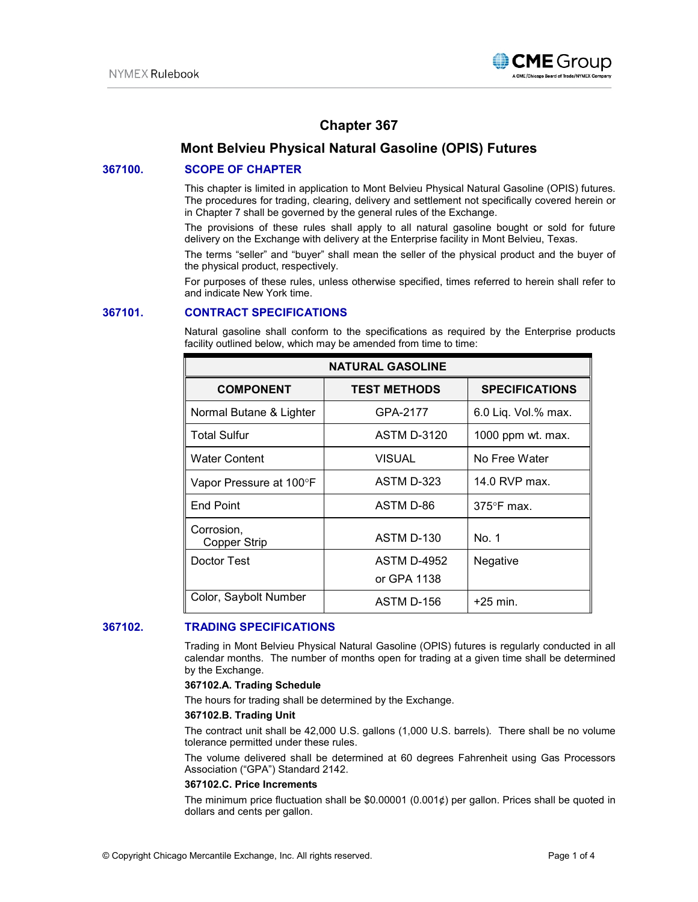# Chapter 367

## Mont Belvieu Physical Natural Gasoline (OPIS) Futures

### 367100. SCOPE OF CHAPTER

This chapter is limited in application to Mont Belvieu Physical Natural Gasoline (OPIS) futures. The procedures for trading, clearing, delivery and settlement not specifically covered herein or in Chapter 7 shall be governed by the general rules of the Exchange.

The provisions of these rules shall apply to all natural gasoline bought or sold for future delivery on the Exchange with delivery at the Enterprise facility in Mont Belvieu, Texas.

The terms "seller" and "buyer" shall mean the seller of the physical product and the buyer of the physical product, respectively.

For purposes of these rules, unless otherwise specified, times referred to herein shall refer to and indicate New York time.

### 367101. CONTRACT SPECIFICATIONS

Natural gasoline shall conform to the specifications as required by the Enterprise products facility outlined below, which may be amended from time to time:

| NATURAL GASOLINE | | |
|---|---|---|
| **COMPONENT** | **TEST METHODS** | **SPECIFICATIONS** |
| Normal Butane & Lighter | GPA-2177 | 6.0 Liq. Vol.% max. |
| Total Sulfur | ASTM D-3120 | 1000 ppm wt. max. |
| Water Content | VISUAL | No Free Water |
| Vapor Pressure at 100°F | ASTM D-323 | 14.0 RVP max. |
| End Point | ASTM D-86 | 375°F max. |
| Corrosion, Copper Strip | ASTM D-130 | No. 1 |
| Doctor Test | ASTM D-4952 or GPA 1138 | Negative |
| Color, Saybolt Number | ASTM D-156 | +25 min. |

### 367102. TRADING SPECIFICATIONS

Trading in Mont Belvieu Physical Natural Gasoline (OPIS) futures is regularly conducted in all calendar months. The number of months open for trading at a given time shall be determined by the Exchange.

**367102.A. Trading Schedule**

The hours for trading shall be determined by the Exchange.

**367102.B. Trading Unit**

The contract unit shall be 42,000 U.S. gallons (1,000 U.S. barrels). There shall be no volume tolerance permitted under these rules.

The volume delivered shall be determined at 60 degrees Fahrenheit using Gas Processors Association ("GPA") Standard 2142.

**367102.C. Price Increments**

The minimum price fluctuation shall be $0.00001 (0.001¢) per gallon. Prices shall be quoted in dollars and cents per gallon.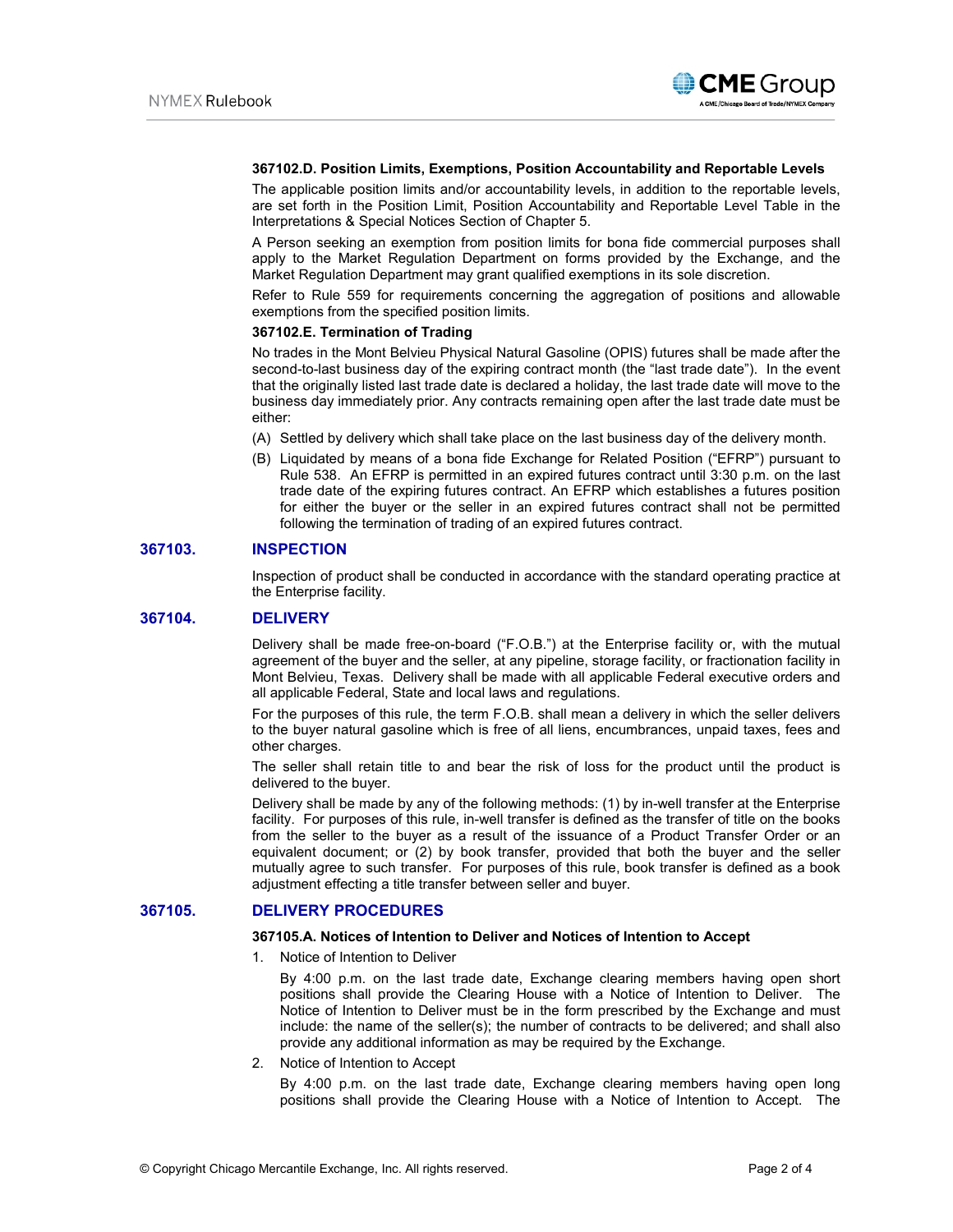**367102.D. Position Limits, Exemptions, Position Accountability and Reportable Levels**

The applicable position limits and/or accountability levels, in addition to the reportable levels, are set forth in the Position Limit, Position Accountability and Reportable Level Table in the Interpretations & Special Notices Section of Chapter 5.

A Person seeking an exemption from position limits for bona fide commercial purposes shall apply to the Market Regulation Department on forms provided by the Exchange, and the Market Regulation Department may grant qualified exemptions in its sole discretion.

Refer to Rule 559 for requirements concerning the aggregation of positions and allowable exemptions from the specified position limits.

**367102.E. Termination of Trading**

No trades in the Mont Belvieu Physical Natural Gasoline (OPIS) futures shall be made after the second-to-last business day of the expiring contract month (the "last trade date"). In the event that the originally listed last trade date is declared a holiday, the last trade date will move to the business day immediately prior. Any contracts remaining open after the last trade date must be either:

(A) Settled by delivery which shall take place on the last business day of the delivery month.

(B) Liquidated by means of a bona fide Exchange for Related Position ("EFRP") pursuant to Rule 538. An EFRP is permitted in an expired futures contract until 3:30 p.m. on the last trade date of the expiring futures contract. An EFRP which establishes a futures position for either the buyer or the seller in an expired futures contract shall not be permitted following the termination of trading of an expired futures contract.

## 367103. INSPECTION

Inspection of product shall be conducted in accordance with the standard operating practice at the Enterprise facility.

## 367104. DELIVERY

Delivery shall be made free-on-board ("F.O.B.") at the Enterprise facility or, with the mutual agreement of the buyer and the seller, at any pipeline, storage facility, or fractionation facility in Mont Belvieu, Texas. Delivery shall be made with all applicable Federal executive orders and all applicable Federal, State and local laws and regulations.

For the purposes of this rule, the term F.O.B. shall mean a delivery in which the seller delivers to the buyer natural gasoline which is free of all liens, encumbrances, unpaid taxes, fees and other charges.

The seller shall retain title to and bear the risk of loss for the product until the product is delivered to the buyer.

Delivery shall be made by any of the following methods: (1) by in-well transfer at the Enterprise facility. For purposes of this rule, in-well transfer is defined as the transfer of title on the books from the seller to the buyer as a result of the issuance of a Product Transfer Order or an equivalent document; or (2) by book transfer, provided that both the buyer and the seller mutually agree to such transfer. For purposes of this rule, book transfer is defined as a book adjustment effecting a title transfer between seller and buyer.

## 367105. DELIVERY PROCEDURES

**367105.A. Notices of Intention to Deliver and Notices of Intention to Accept**

1. Notice of Intention to Deliver

   By 4:00 p.m. on the last trade date, Exchange clearing members having open short positions shall provide the Clearing House with a Notice of Intention to Deliver. The Notice of Intention to Deliver must be in the form prescribed by the Exchange and must include: the name of the seller(s); the number of contracts to be delivered; and shall also provide any additional information as may be required by the Exchange.

2. Notice of Intention to Accept

   By 4:00 p.m. on the last trade date, Exchange clearing members having open long positions shall provide the Clearing House with a Notice of Intention to Accept. The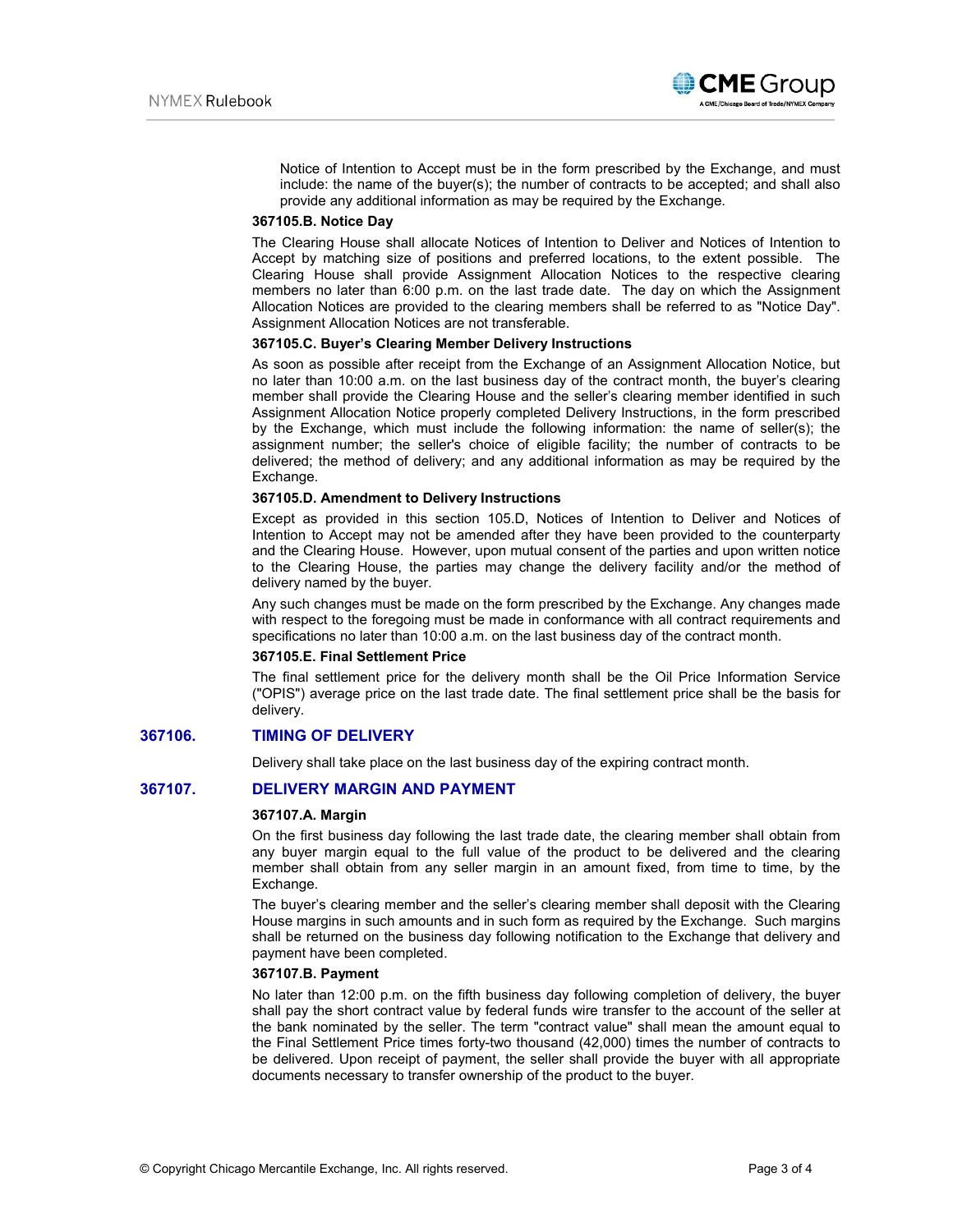Notice of Intention to Accept must be in the form prescribed by the Exchange, and must include: the name of the buyer(s); the number of contracts to be accepted; and shall also provide any additional information as may be required by the Exchange.

**367105.B. Notice Day**

The Clearing House shall allocate Notices of Intention to Deliver and Notices of Intention to Accept by matching size of positions and preferred locations, to the extent possible. The Clearing House shall provide Assignment Allocation Notices to the respective clearing members no later than 6:00 p.m. on the last trade date. The day on which the Assignment Allocation Notices are provided to the clearing members shall be referred to as "Notice Day". Assignment Allocation Notices are not transferable.

**367105.C. Buyer's Clearing Member Delivery Instructions**

As soon as possible after receipt from the Exchange of an Assignment Allocation Notice, but no later than 10:00 a.m. on the last business day of the contract month, the buyer's clearing member shall provide the Clearing House and the seller's clearing member identified in such Assignment Allocation Notice properly completed Delivery Instructions, in the form prescribed by the Exchange, which must include the following information: the name of seller(s); the assignment number; the seller's choice of eligible facility; the number of contracts to be delivered; the method of delivery; and any additional information as may be required by the Exchange.

**367105.D. Amendment to Delivery Instructions**

Except as provided in this section 105.D, Notices of Intention to Deliver and Notices of Intention to Accept may not be amended after they have been provided to the counterparty and the Clearing House. However, upon mutual consent of the parties and upon written notice to the Clearing House, the parties may change the delivery facility and/or the method of delivery named by the buyer.

Any such changes must be made on the form prescribed by the Exchange. Any changes made with respect to the foregoing must be made in conformance with all contract requirements and specifications no later than 10:00 a.m. on the last business day of the contract month.

**367105.E. Final Settlement Price**

The final settlement price for the delivery month shall be the Oil Price Information Service ("OPIS") average price on the last trade date. The final settlement price shall be the basis for delivery.

## 367106. TIMING OF DELIVERY

Delivery shall take place on the last business day of the expiring contract month.

## 367107. DELIVERY MARGIN AND PAYMENT

**367107.A. Margin**

On the first business day following the last trade date, the clearing member shall obtain from any buyer margin equal to the full value of the product to be delivered and the clearing member shall obtain from any seller margin in an amount fixed, from time to time, by the Exchange.

The buyer's clearing member and the seller's clearing member shall deposit with the Clearing House margins in such amounts and in such form as required by the Exchange. Such margins shall be returned on the business day following notification to the Exchange that delivery and payment have been completed.

**367107.B. Payment**

No later than 12:00 p.m. on the fifth business day following completion of delivery, the buyer shall pay the short contract value by federal funds wire transfer to the account of the seller at the bank nominated by the seller. The term "contract value" shall mean the amount equal to the Final Settlement Price times forty-two thousand (42,000) times the number of contracts to be delivered. Upon receipt of payment, the seller shall provide the buyer with all appropriate documents necessary to transfer ownership of the product to the buyer.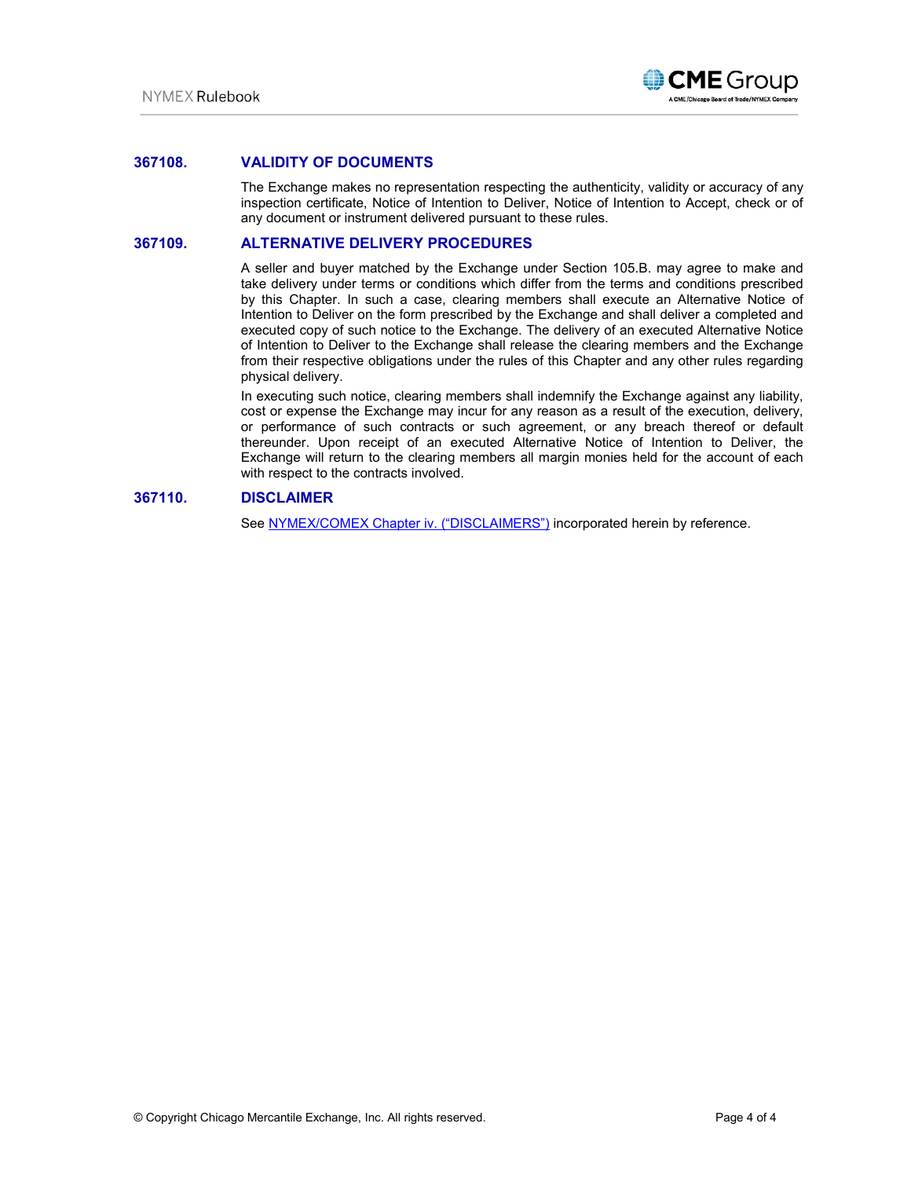## 367108. VALIDITY OF DOCUMENTS

The Exchange makes no representation respecting the authenticity, validity or accuracy of any inspection certificate, Notice of Intention to Deliver, Notice of Intention to Accept, check or of any document or instrument delivered pursuant to these rules.

## 367109. ALTERNATIVE DELIVERY PROCEDURES

A seller and buyer matched by the Exchange under Section 105.B. may agree to make and take delivery under terms or conditions which differ from the terms and conditions prescribed by this Chapter. In such a case, clearing members shall execute an Alternative Notice of Intention to Deliver on the form prescribed by the Exchange and shall deliver a completed and executed copy of such notice to the Exchange. The delivery of an executed Alternative Notice of Intention to Deliver to the Exchange shall release the clearing members and the Exchange from their respective obligations under the rules of this Chapter and any other rules regarding physical delivery.

In executing such notice, clearing members shall indemnify the Exchange against any liability, cost or expense the Exchange may incur for any reason as a result of the execution, delivery, or performance of such contracts or such agreement, or any breach thereof or default thereunder. Upon receipt of an executed Alternative Notice of Intention to Deliver, the Exchange will return to the clearing members all margin monies held for the account of each with respect to the contracts involved.

## 367110. DISCLAIMER

See NYMEX/COMEX Chapter iv. ("DISCLAIMERS") incorporated herein by reference.